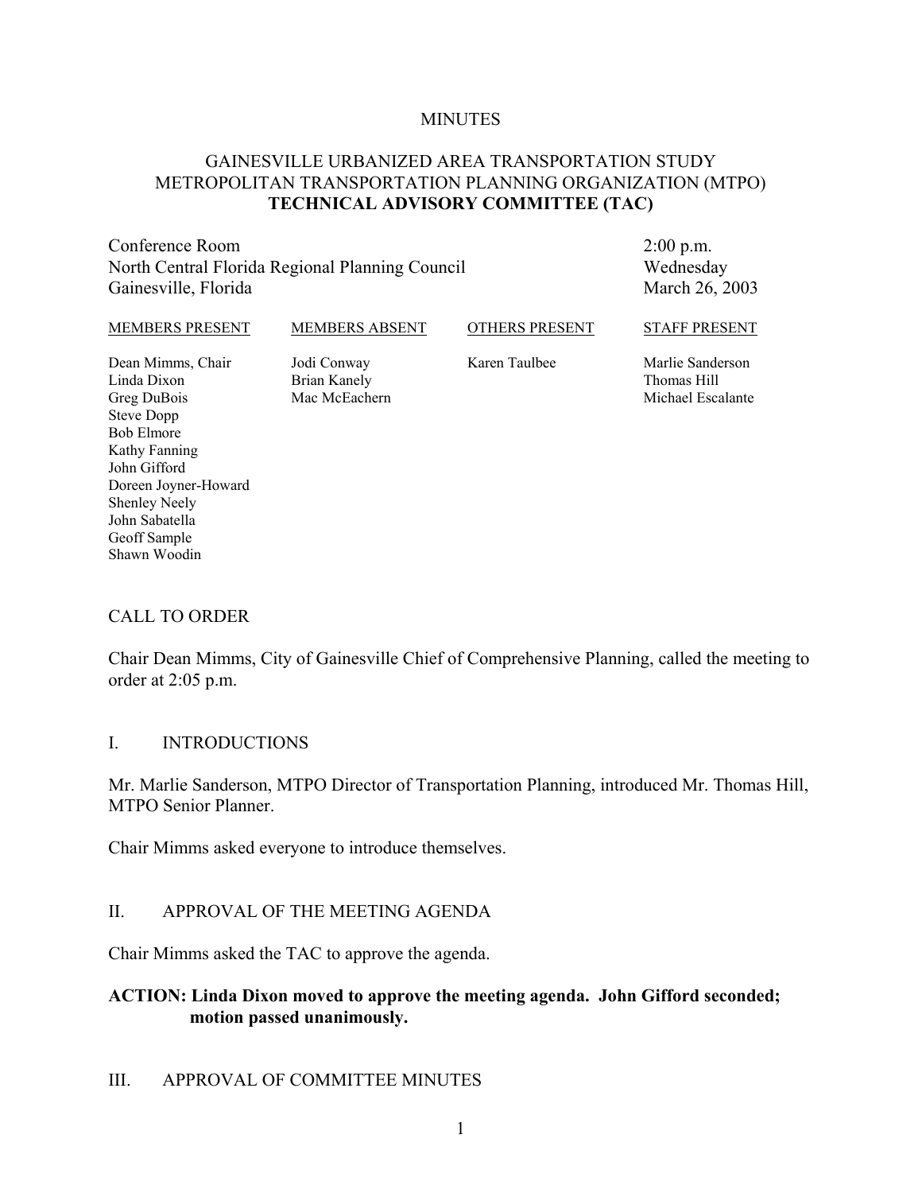# MINUTES

## GAINESVILLE URBANIZED AREA TRANSPORTATION STUDY
## METROPOLITAN TRANSPORTATION PLANNING ORGANIZATION (MTPO)
## TECHNICAL ADVISORY COMMITTEE (TAC)

Conference Room
North Central Florida Regional Planning Council
Gainesville, Florida

2:00 p.m.
Wednesday
March 26, 2003

| MEMBERS PRESENT | MEMBERS ABSENT | OTHERS PRESENT | STAFF PRESENT |
|---|---|---|---|
| Dean Mimms, Chair | Jodi Conway | Karen Taulbee | Marlie Sanderson |
| Linda Dixon | Brian Kanely | | Thomas Hill |
| Greg DuBois | Mac McEachern | | Michael Escalante |
| Steve Dopp | | | |
| Bob Elmore | | | |
| Kathy Fanning | | | |
| John Gifford | | | |
| Doreen Joyner-Howard | | | |
| Shenley Neely | | | |
| John Sabatella | | | |
| Geoff Sample | | | |
| Shawn Woodin | | | |

CALL TO ORDER

Chair Dean Mimms, City of Gainesville Chief of Comprehensive Planning, called the meeting to order at 2:05 p.m.

I. INTRODUCTIONS

Mr. Marlie Sanderson, MTPO Director of Transportation Planning, introduced Mr. Thomas Hill, MTPO Senior Planner.

Chair Mimms asked everyone to introduce themselves.

II. APPROVAL OF THE MEETING AGENDA

Chair Mimms asked the TAC to approve the agenda.

**ACTION: Linda Dixon moved to approve the meeting agenda. John Gifford seconded; motion passed unanimously.**

III. APPROVAL OF COMMITTEE MINUTES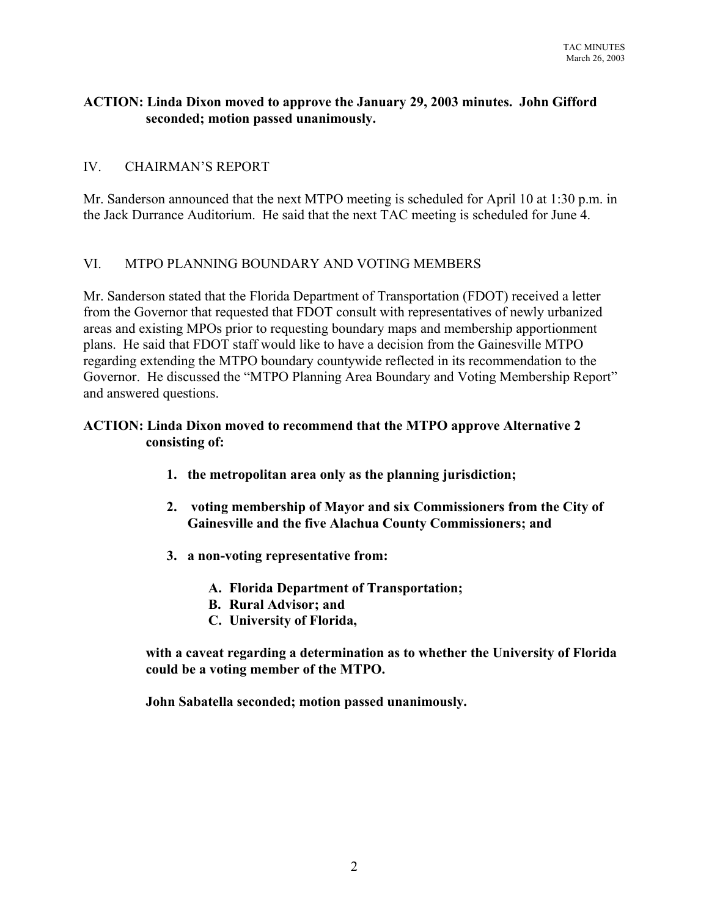**ACTION: Linda Dixon moved to approve the January 29, 2003 minutes. John Gifford seconded; motion passed unanimously.**

## IV. CHAIRMAN'S REPORT

Mr. Sanderson announced that the next MTPO meeting is scheduled for April 10 at 1:30 p.m. in the Jack Durrance Auditorium. He said that the next TAC meeting is scheduled for June 4.

## VI. MTPO PLANNING BOUNDARY AND VOTING MEMBERS

Mr. Sanderson stated that the Florida Department of Transportation (FDOT) received a letter from the Governor that requested that FDOT consult with representatives of newly urbanized areas and existing MPOs prior to requesting boundary maps and membership apportionment plans. He said that FDOT staff would like to have a decision from the Gainesville MTPO regarding extending the MTPO boundary countywide reflected in its recommendation to the Governor. He discussed the "MTPO Planning Area Boundary and Voting Membership Report" and answered questions.

**ACTION: Linda Dixon moved to recommend that the MTPO approve Alternative 2 consisting of:**

1. **the metropolitan area only as the planning jurisdiction;**
2. **voting membership of Mayor and six Commissioners from the City of Gainesville and the five Alachua County Commissioners; and**
3. **a non-voting representative from:**
   - **A. Florida Department of Transportation;**
   - **B. Rural Advisor; and**
   - **C. University of Florida,**

**with a caveat regarding a determination as to whether the University of Florida could be a voting member of the MTPO.**

**John Sabatella seconded; motion passed unanimously.**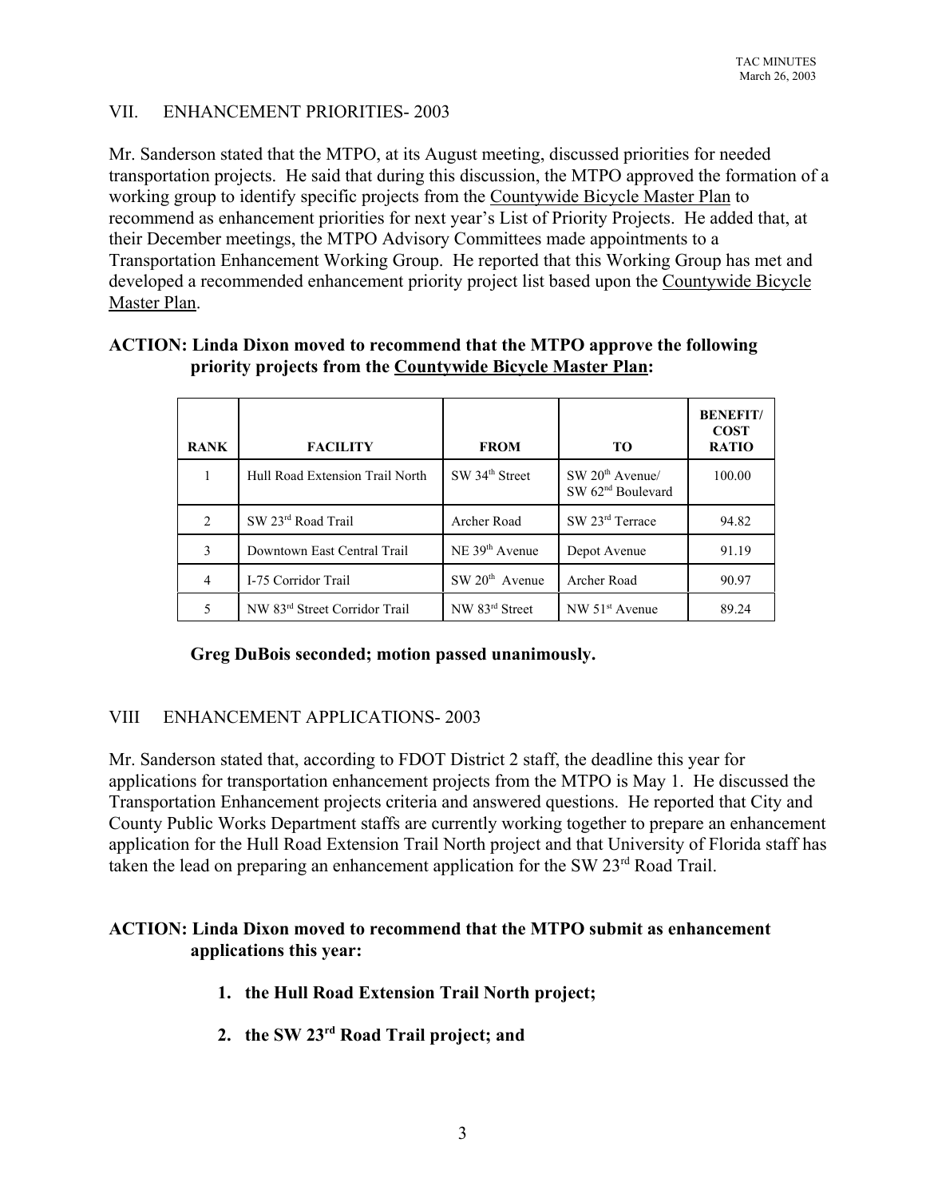## VII. ENHANCEMENT PRIORITIES- 2003

Mr. Sanderson stated that the MTPO, at its August meeting, discussed priorities for needed transportation projects. He said that during this discussion, the MTPO approved the formation of a working group to identify specific projects from the Countywide Bicycle Master Plan to recommend as enhancement priorities for next year's List of Priority Projects. He added that, at their December meetings, the MTPO Advisory Committees made appointments to a Transportation Enhancement Working Group. He reported that this Working Group has met and developed a recommended enhancement priority project list based upon the Countywide Bicycle Master Plan.

**ACTION: Linda Dixon moved to recommend that the MTPO approve the following priority projects from the Countywide Bicycle Master Plan:**

| RANK | FACILITY | FROM | TO | BENEFIT/ COST RATIO |
|---|---|---|---|---|
| 1 | Hull Road Extension Trail North | SW 34th Street | SW 20th Avenue/ SW 62nd Boulevard | 100.00 |
| 2 | SW 23rd Road Trail | Archer Road | SW 23rd Terrace | 94.82 |
| 3 | Downtown East Central Trail | NE 39th Avenue | Depot Avenue | 91.19 |
| 4 | I-75 Corridor Trail | SW 20th Avenue | Archer Road | 90.97 |
| 5 | NW 83rd Street Corridor Trail | NW 83rd Street | NW 51st Avenue | 89.24 |

**Greg DuBois seconded; motion passed unanimously.**

## VIII ENHANCEMENT APPLICATIONS- 2003

Mr. Sanderson stated that, according to FDOT District 2 staff, the deadline this year for applications for transportation enhancement projects from the MTPO is May 1. He discussed the Transportation Enhancement projects criteria and answered questions. He reported that City and County Public Works Department staffs are currently working together to prepare an enhancement application for the Hull Road Extension Trail North project and that University of Florida staff has taken the lead on preparing an enhancement application for the SW 23rd Road Trail.

**ACTION: Linda Dixon moved to recommend that the MTPO submit as enhancement applications this year:**

1. **the Hull Road Extension Trail North project;**
2. **the SW 23rd Road Trail project; and**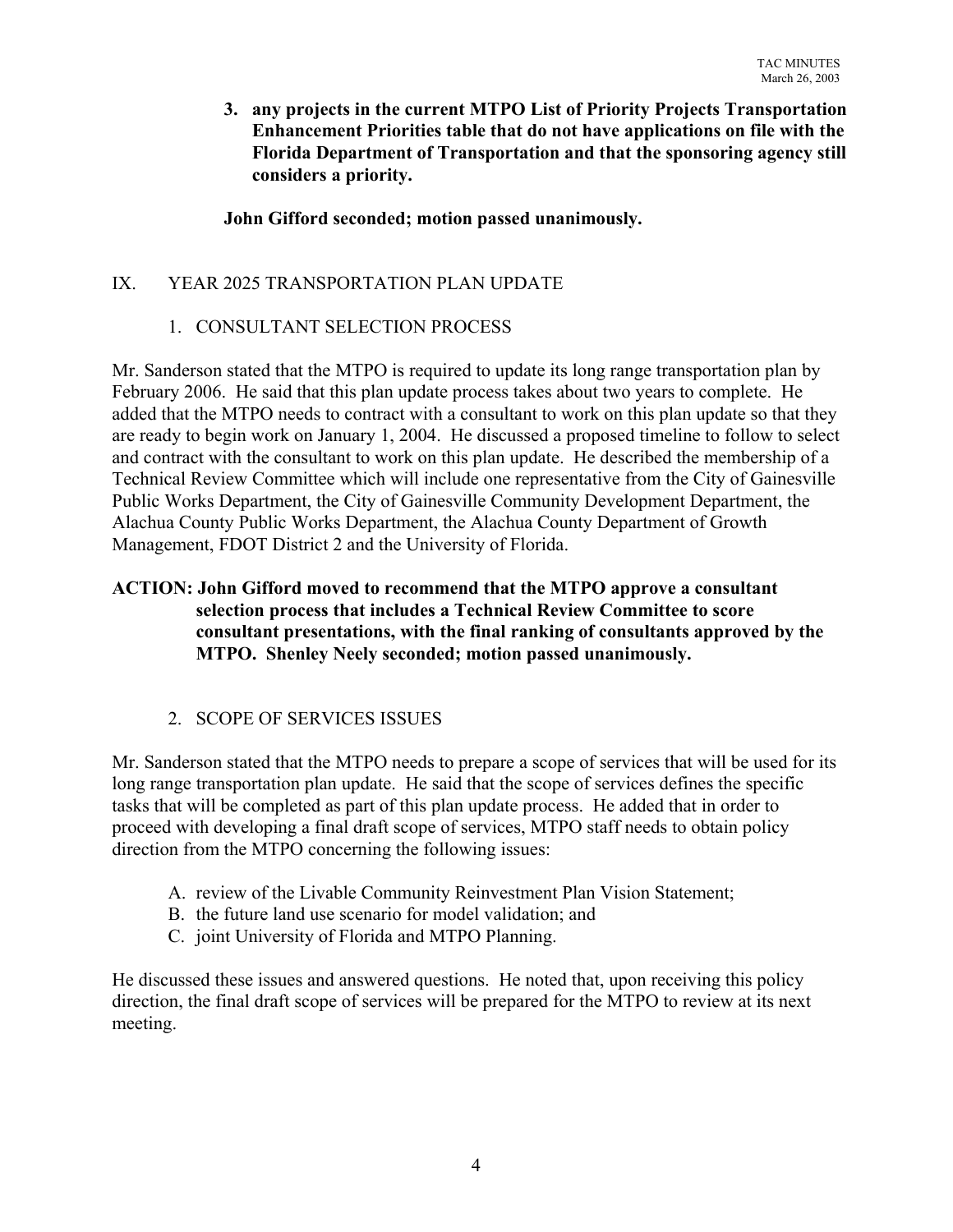3. **any projects in the current MTPO List of Priority Projects Transportation Enhancement Priorities table that do not have applications on file with the Florida Department of Transportation and that the sponsoring agency still considers a priority.**

**John Gifford seconded; motion passed unanimously.**

## IX. YEAR 2025 TRANSPORTATION PLAN UPDATE

### 1. CONSULTANT SELECTION PROCESS

Mr. Sanderson stated that the MTPO is required to update its long range transportation plan by February 2006. He said that this plan update process takes about two years to complete. He added that the MTPO needs to contract with a consultant to work on this plan update so that they are ready to begin work on January 1, 2004. He discussed a proposed timeline to follow to select and contract with the consultant to work on this plan update. He described the membership of a Technical Review Committee which will include one representative from the City of Gainesville Public Works Department, the City of Gainesville Community Development Department, the Alachua County Public Works Department, the Alachua County Department of Growth Management, FDOT District 2 and the University of Florida.

**ACTION: John Gifford moved to recommend that the MTPO approve a consultant selection process that includes a Technical Review Committee to score consultant presentations, with the final ranking of consultants approved by the MTPO. Shenley Neely seconded; motion passed unanimously.**

### 2. SCOPE OF SERVICES ISSUES

Mr. Sanderson stated that the MTPO needs to prepare a scope of services that will be used for its long range transportation plan update. He said that the scope of services defines the specific tasks that will be completed as part of this plan update process. He added that in order to proceed with developing a final draft scope of services, MTPO staff needs to obtain policy direction from the MTPO concerning the following issues:

A. review of the Livable Community Reinvestment Plan Vision Statement;
B. the future land use scenario for model validation; and
C. joint University of Florida and MTPO Planning.

He discussed these issues and answered questions. He noted that, upon receiving this policy direction, the final draft scope of services will be prepared for the MTPO to review at its next meeting.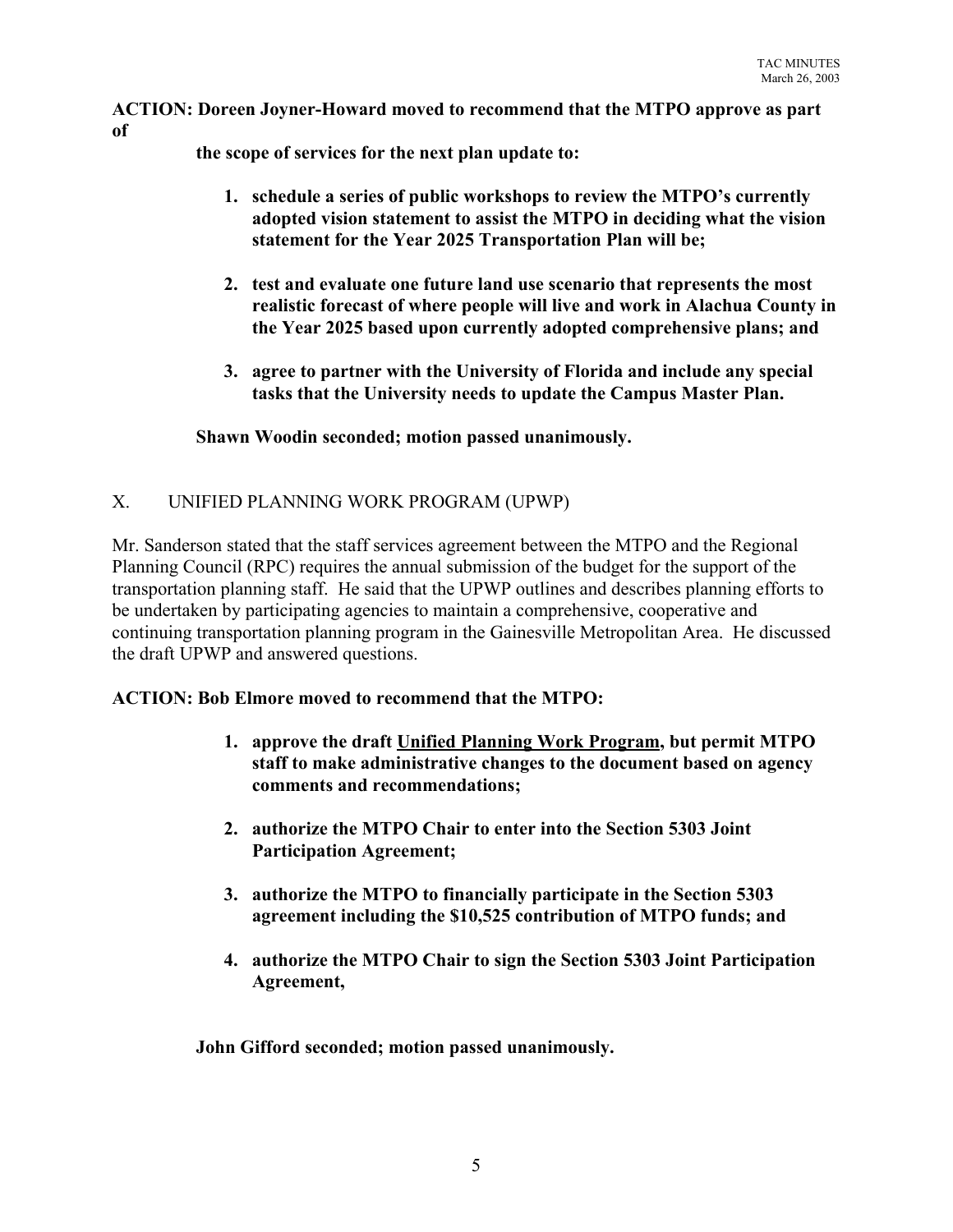**ACTION: Doreen Joyner-Howard moved to recommend that the MTPO approve as part of the scope of services for the next plan update to:**

1. **schedule a series of public workshops to review the MTPO's currently adopted vision statement to assist the MTPO in deciding what the vision statement for the Year 2025 Transportation Plan will be;**

2. **test and evaluate one future land use scenario that represents the most realistic forecast of where people will live and work in Alachua County in the Year 2025 based upon currently adopted comprehensive plans; and**

3. **agree to partner with the University of Florida and include any special tasks that the University needs to update the Campus Master Plan.**

**Shawn Woodin seconded; motion passed unanimously.**

## X. UNIFIED PLANNING WORK PROGRAM (UPWP)

Mr. Sanderson stated that the staff services agreement between the MTPO and the Regional Planning Council (RPC) requires the annual submission of the budget for the support of the transportation planning staff. He said that the UPWP outlines and describes planning efforts to be undertaken by participating agencies to maintain a comprehensive, cooperative and continuing transportation planning program in the Gainesville Metropolitan Area. He discussed the draft UPWP and answered questions.

**ACTION: Bob Elmore moved to recommend that the MTPO:**

1. **approve the draft <u>Unified Planning Work Program</u>, but permit MTPO staff to make administrative changes to the document based on agency comments and recommendations;**

2. **authorize the MTPO Chair to enter into the Section 5303 Joint Participation Agreement;**

3. **authorize the MTPO to financially participate in the Section 5303 agreement including the $10,525 contribution of MTPO funds; and**

4. **authorize the MTPO Chair to sign the Section 5303 Joint Participation Agreement,**

**John Gifford seconded; motion passed unanimously.**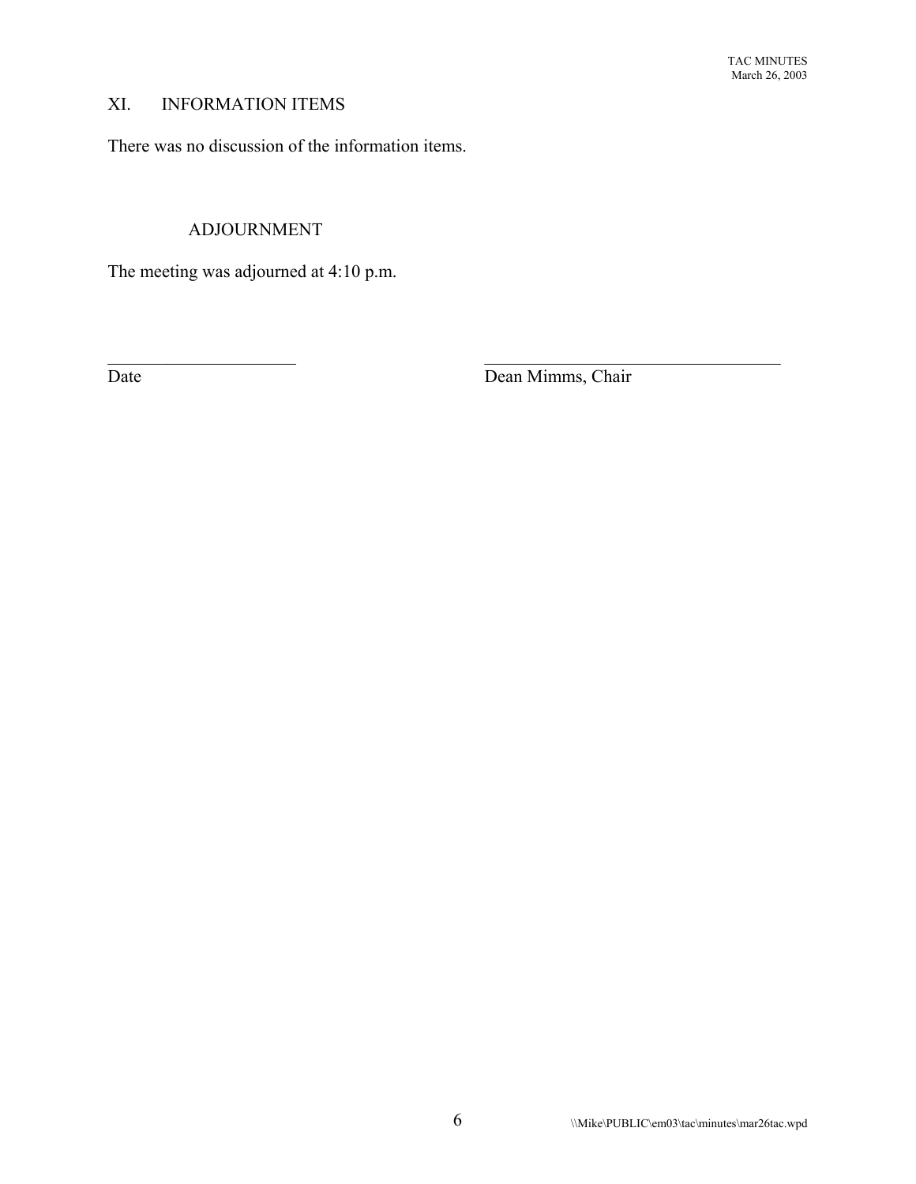## XI. INFORMATION ITEMS

There was no discussion of the information items.

## ADJOURNMENT

The meeting was adjourned at 4:10 p.m.

\_\_\_\_\_\_\_\_\_\_\_\_\_\_\_\_\_\_\_\_\_\_ \_\_\_\_\_\_\_\_\_\_\_\_\_\_\_\_\_\_\_\_\_\_\_\_\_\_\_\_\_\_\_\_\_\_\_

Date Dean Mimms, Chair